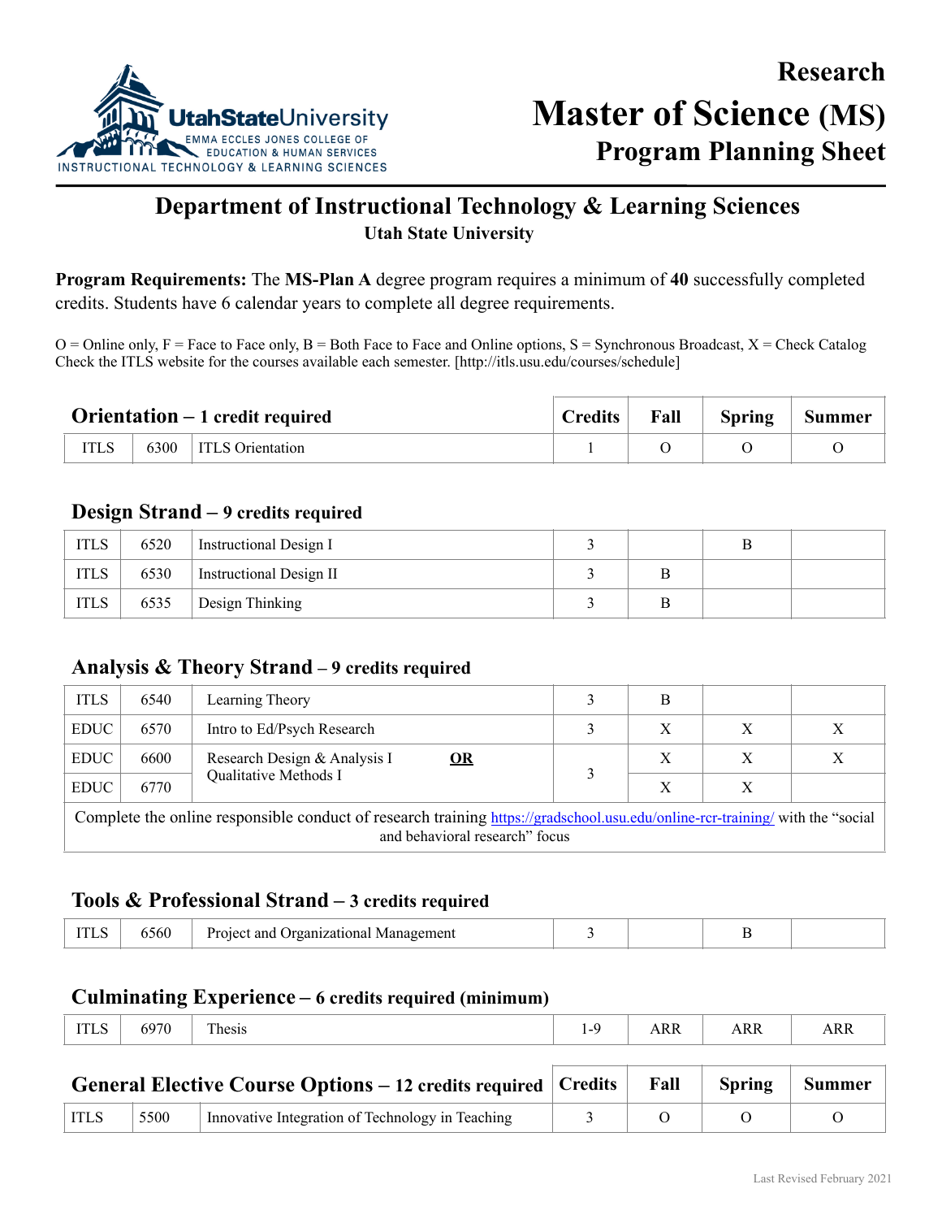UtahStateUniversity
EMMA ECCLES JONES COLLEGE OF EDUCATION & HUMAN SERVICES
INSTRUCTIONAL TECHNOLOGY & LEARNING SCIENCES

# Research Master of Science (MS) Program Planning Sheet

## Department of Instructional Technology & Learning Sciences

**Utah State University**

**Program Requirements:** The **MS-Plan A** degree program requires a minimum of **40** successfully completed credits. Students have 6 calendar years to complete all degree requirements.

O = Online only, F = Face to Face only, B = Both Face to Face and Online options, S = Synchronous Broadcast, X = Check Catalog
Check the ITLS website for the courses available each semester. [http://itls.usu.edu/courses/schedule]

| **Orientation – 1 credit required** | | | Credits | Fall | Spring | Summer |
|---|---|---|---|---|---|---|
| ITLS | 6300 | ITLS Orientation | 1 | O | O | O |

### Design Strand – 9 credits required

| | | | Credits | Fall | Spring | Summer |
|---|---|---|---|---|---|---|
| ITLS | 6520 | Instructional Design I | 3 | | B | |
| ITLS | 6530 | Instructional Design II | 3 | B | | |
| ITLS | 6535 | Design Thinking | 3 | B | | |

### Analysis & Theory Strand – 9 credits required

| | | | Credits | Fall | Spring | Summer |
|---|---|---|---|---|---|---|
| ITLS | 6540 | Learning Theory | 3 | B | | |
| EDUC | 6570 | Intro to Ed/Psych Research | 3 | X | X | X |
| EDUC | 6600 | Research Design & Analysis I **OR** | 3 | X | X | X |
| EDUC | 6770 | Qualitative Methods I | | X | X | |

Complete the online responsible conduct of research training https://gradschool.usu.edu/online-rcr-training/ with the "social and behavioral research" focus

### Tools & Professional Strand – 3 credits required

| | | | Credits | Fall | Spring | Summer |
|---|---|---|---|---|---|---|
| ITLS | 6560 | Project and Organizational Management | 3 | | B | |

### Culminating Experience – 6 credits required (minimum)

| | | | Credits | Fall | Spring | Summer |
|---|---|---|---|---|---|---|
| ITLS | 6970 | Thesis | 1-9 | ARR | ARR | ARR |

| **General Elective Course Options – 12 credits required** | | | Credits | Fall | Spring | Summer |
|---|---|---|---|---|---|---|
| ITLS | 5500 | Innovative Integration of Technology in Teaching | 3 | O | O | O |

Last Revised February 2021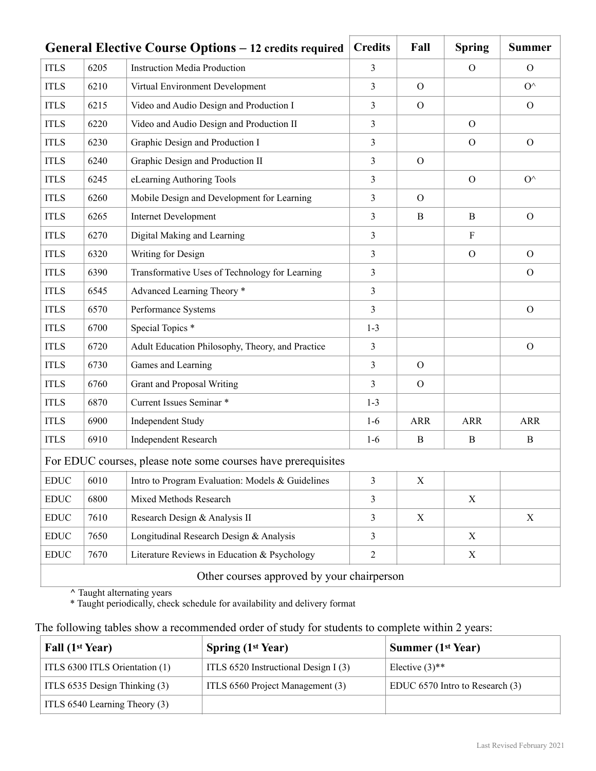| General Elective Course Options – 12 credits required | | | Credits | Fall | Spring | Summer |
|---|---|---|---|---|---|---|
| ITLS | 6205 | Instruction Media Production | 3 | | O | O |
| ITLS | 6210 | Virtual Environment Development | 3 | O | | O^ |
| ITLS | 6215 | Video and Audio Design and Production I | 3 | O | | O |
| ITLS | 6220 | Video and Audio Design and Production II | 3 | | O | |
| ITLS | 6230 | Graphic Design and Production I | 3 | | O | O |
| ITLS | 6240 | Graphic Design and Production II | 3 | O | | |
| ITLS | 6245 | eLearning Authoring Tools | 3 | | O | O^ |
| ITLS | 6260 | Mobile Design and Development for Learning | 3 | O | | |
| ITLS | 6265 | Internet Development | 3 | B | B | O |
| ITLS | 6270 | Digital Making and Learning | 3 | | F | |
| ITLS | 6320 | Writing for Design | 3 | | O | O |
| ITLS | 6390 | Transformative Uses of Technology for Learning | 3 | | | O |
| ITLS | 6545 | Advanced Learning Theory * | 3 | | | |
| ITLS | 6570 | Performance Systems | 3 | | | O |
| ITLS | 6700 | Special Topics * | 1-3 | | | |
| ITLS | 6720 | Adult Education Philosophy, Theory, and Practice | 3 | | | O |
| ITLS | 6730 | Games and Learning | 3 | O | | |
| ITLS | 6760 | Grant and Proposal Writing | 3 | O | | |
| ITLS | 6870 | Current Issues Seminar * | 1-3 | | | |
| ITLS | 6900 | Independent Study | 1-6 | ARR | ARR | ARR |
| ITLS | 6910 | Independent Research | 1-6 | B | B | B |
| For EDUC courses, please note some courses have prerequisites | | | | | | |
| EDUC | 6010 | Intro to Program Evaluation: Models & Guidelines | 3 | X | | |
| EDUC | 6800 | Mixed Methods Research | 3 | | X | |
| EDUC | 7610 | Research Design & Analysis II | 3 | X | | X |
| EDUC | 7650 | Longitudinal Research Design & Analysis | 3 | | X | |
| EDUC | 7670 | Literature Reviews in Education & Psychology | 2 | | X | |
| Other courses approved by your chairperson | | | | | | |

^ Taught alternating years
* Taught periodically, check schedule for availability and delivery format

The following tables show a recommended order of study for students to complete within 2 years:

| Fall (1st Year) | Spring (1st Year) | Summer (1st Year) |
|---|---|---|
| ITLS 6300 ITLS Orientation (1) | ITLS 6520 Instructional Design I (3) | Elective (3)** |
| ITLS 6535 Design Thinking (3) | ITLS 6560 Project Management (3) | EDUC 6570 Intro to Research (3) |
| ITLS 6540 Learning Theory (3) | | |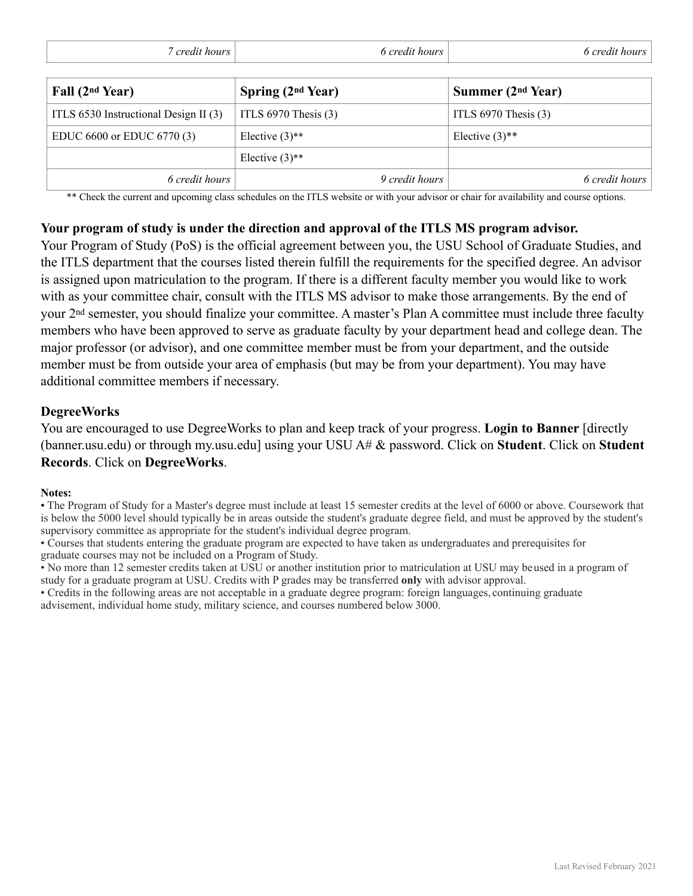| | | |
|---|---|---|
| *7 credit hours* | *6 credit hours* | *6 credit hours* |

| **Fall (2nd Year)** | **Spring (2nd Year)** | **Summer (2nd Year)** |
|---|---|---|
| ITLS 6530 Instructional Design II (3) | ITLS 6970 Thesis (3) | ITLS 6970 Thesis (3) |
| EDUC 6600 or EDUC 6770 (3) | Elective (3)** | Elective (3)** |
| | Elective (3)** | |
| *6 credit hours* | *9 credit hours* | *6 credit hours* |

** Check the current and upcoming class schedules on the ITLS website or with your advisor or chair for availability and course options.

**Your program of study is under the direction and approval of the ITLS MS program advisor.**

Your Program of Study (PoS) is the official agreement between you, the USU School of Graduate Studies, and the ITLS department that the courses listed therein fulfill the requirements for the specified degree. An advisor is assigned upon matriculation to the program. If there is a different faculty member you would like to work with as your committee chair, consult with the ITLS MS advisor to make those arrangements. By the end of your 2nd semester, you should finalize your committee. A master's Plan A committee must include three faculty members who have been approved to serve as graduate faculty by your department head and college dean. The major professor (or advisor), and one committee member must be from your department, and the outside member must be from outside your area of emphasis (but may be from your department). You may have additional committee members if necessary.

**DegreeWorks**

You are encouraged to use DegreeWorks to plan and keep track of your progress. **Login to Banner** [directly (banner.usu.edu) or through my.usu.edu] using your USU A# & password. Click on **Student**. Click on **Student Records**. Click on **DegreeWorks**.

**Notes:**

- The Program of Study for a Master's degree must include at least 15 semester credits at the level of 6000 or above. Coursework that is below the 5000 level should typically be in areas outside the student's graduate degree field, and must be approved by the student's supervisory committee as appropriate for the student's individual degree program.
- Courses that students entering the graduate program are expected to have taken as undergraduates and prerequisites for graduate courses may not be included on a Program of Study.
- No more than 12 semester credits taken at USU or another institution prior to matriculation at USU may be used in a program of study for a graduate program at USU. Credits with P grades may be transferred **only** with advisor approval.
- Credits in the following areas are not acceptable in a graduate degree program: foreign languages, continuing graduate advisement, individual home study, military science, and courses numbered below 3000.

Last Revised February 2021